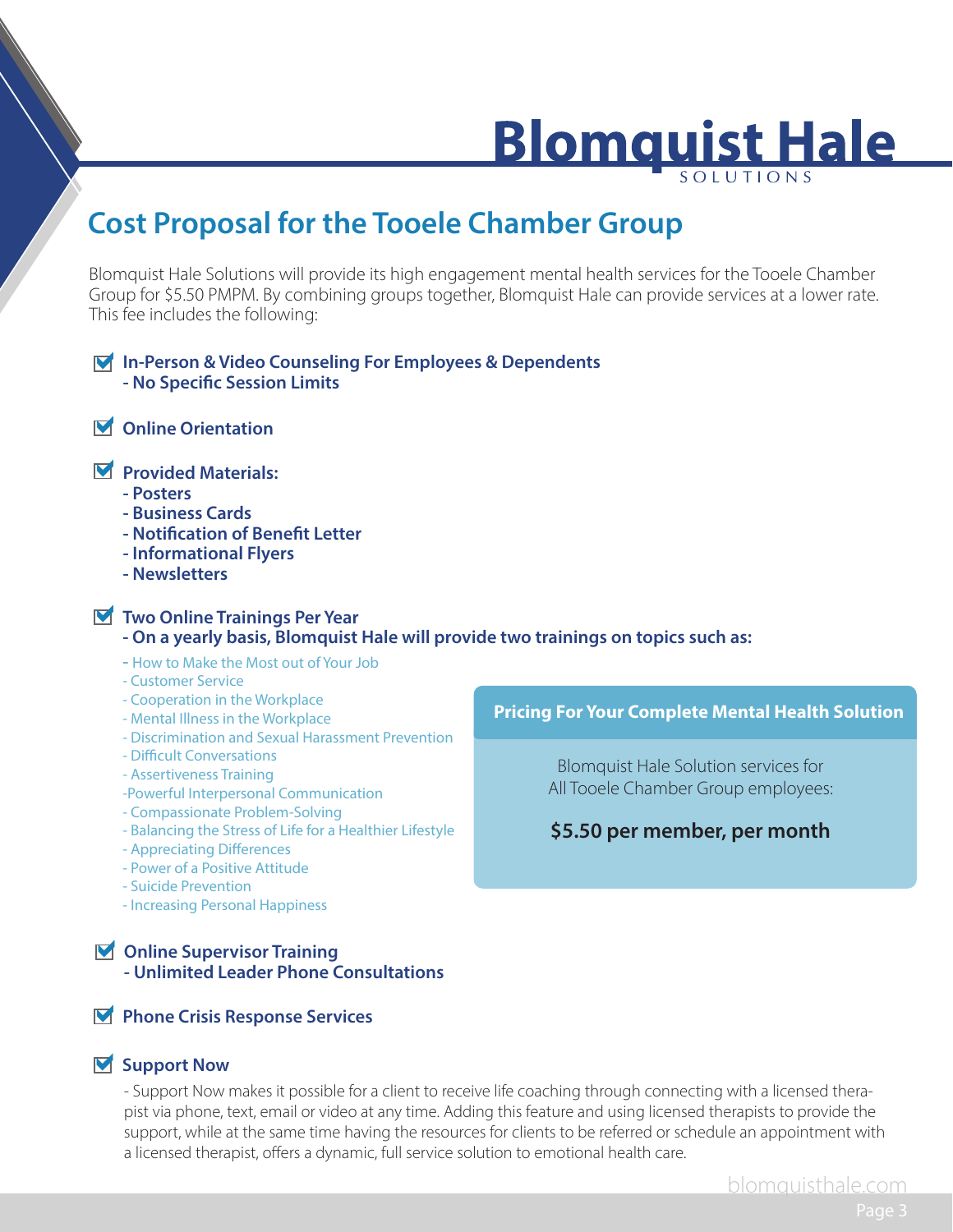# Blomquist Hale

SOLUTIONS

## Cost Proposal for the Tooele Chamber Group

Blomquist Hale Solutions will provide its high engagement mental health services for the Tooele Chamber Group for $5.50 PMPM. By combining groups together, Blomquist Hale can provide services at a lower rate. This fee includes the following:

- ☑ **In-Person & Video Counseling For Employees & Dependents**
  **- No Specific Session Limits**

- ☑ **Online Orientation**

- ☑ **Provided Materials:**
  **- Posters**
  **- Business Cards**
  **- Notification of Benefit Letter**
  **- Informational Flyers**
  **- Newsletters**

- ☑ **Two Online Trainings Per Year**
  **- On a yearly basis, Blomquist Hale will provide two trainings on topics such as:**
  - How to Make the Most out of Your Job
  - Customer Service
  - Cooperation in the Workplace
  - Mental Illness in the Workplace
  - Discrimination and Sexual Harassment Prevention
  - Difficult Conversations
  - Assertiveness Training
  - Powerful Interpersonal Communication
  - Compassionate Problem-Solving
  - Balancing the Stress of Life for a Healthier Lifestyle
  - Appreciating Differences
  - Power of a Positive Attitude
  - Suicide Prevention
  - Increasing Personal Happiness

**Pricing For Your Complete Mental Health Solution**

Blomquist Hale Solution services for All Tooele Chamber Group employees:

**$5.50 per member, per month**

- ☑ **Online Supervisor Training**
  **- Unlimited Leader Phone Consultations**

- ☑ **Phone Crisis Response Services**

- ☑ **Support Now**

  - Support Now makes it possible for a client to receive life coaching through connecting with a licensed therapist via phone, text, email or video at any time. Adding this feature and using licensed therapists to provide the support, while at the same time having the resources for clients to be referred or schedule an appointment with a licensed therapist, offers a dynamic, full service solution to emotional health care.

blomquisthale.com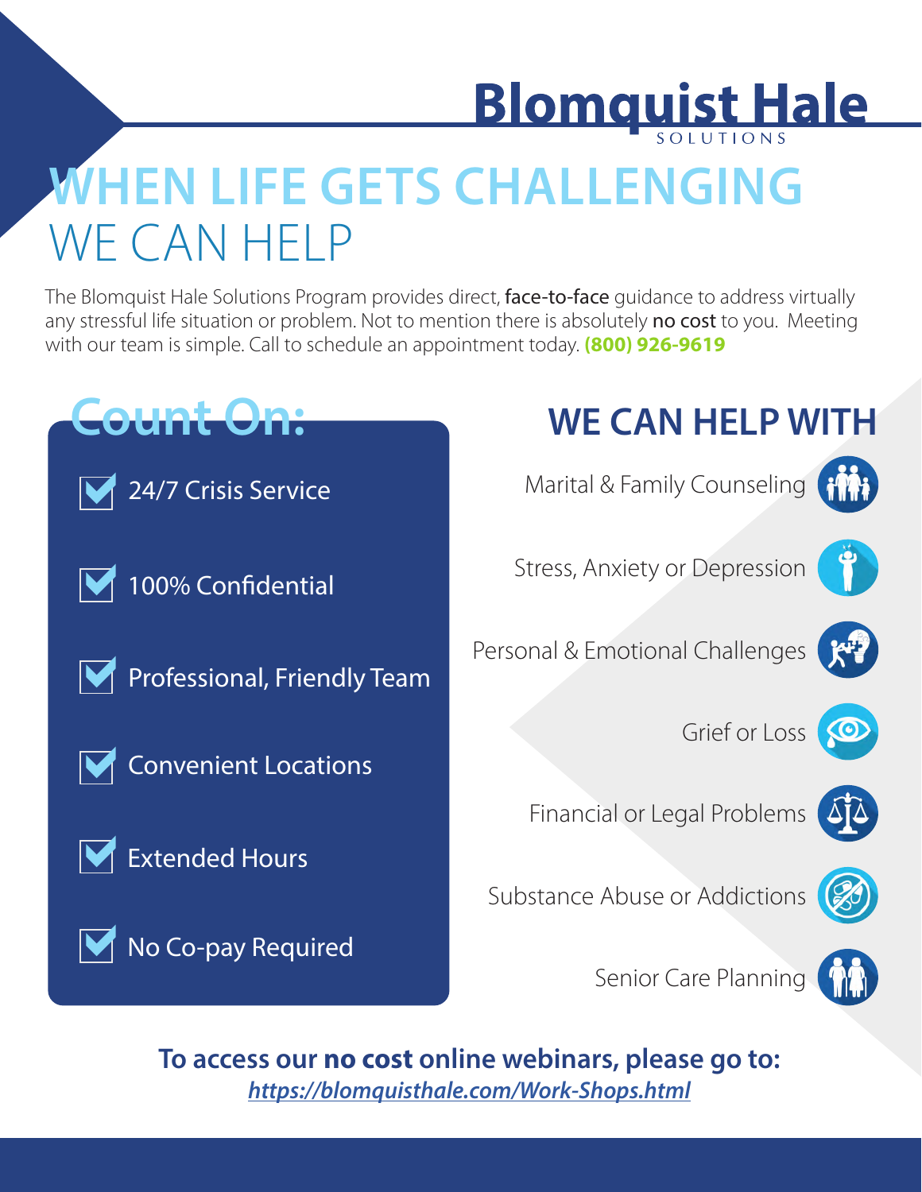**Blomquist Hale**
SOLUTIONS

# WHEN LIFE GETS CHALLENGING
# WE CAN HELP

The Blomquist Hale Solutions Program provides direct, **face-to-face** guidance to address virtually any stressful life situation or problem. Not to mention there is absolutely **no cost** to you. Meeting with our team is simple. Call to schedule an appointment today. **(800) 926-9619**

## Count On:

- 24/7 Crisis Service
- 100% Confidential
- Professional, Friendly Team
- Convenient Locations
- Extended Hours
- No Co-pay Required

## WE CAN HELP WITH

- Marital & Family Counseling
- Stress, Anxiety or Depression
- Personal & Emotional Challenges
- Grief or Loss
- Financial or Legal Problems
- Substance Abuse or Addictions
- Senior Care Planning

**To access our no cost online webinars, please go to:**
***https://blomquisthale.com/Work-Shops.html***